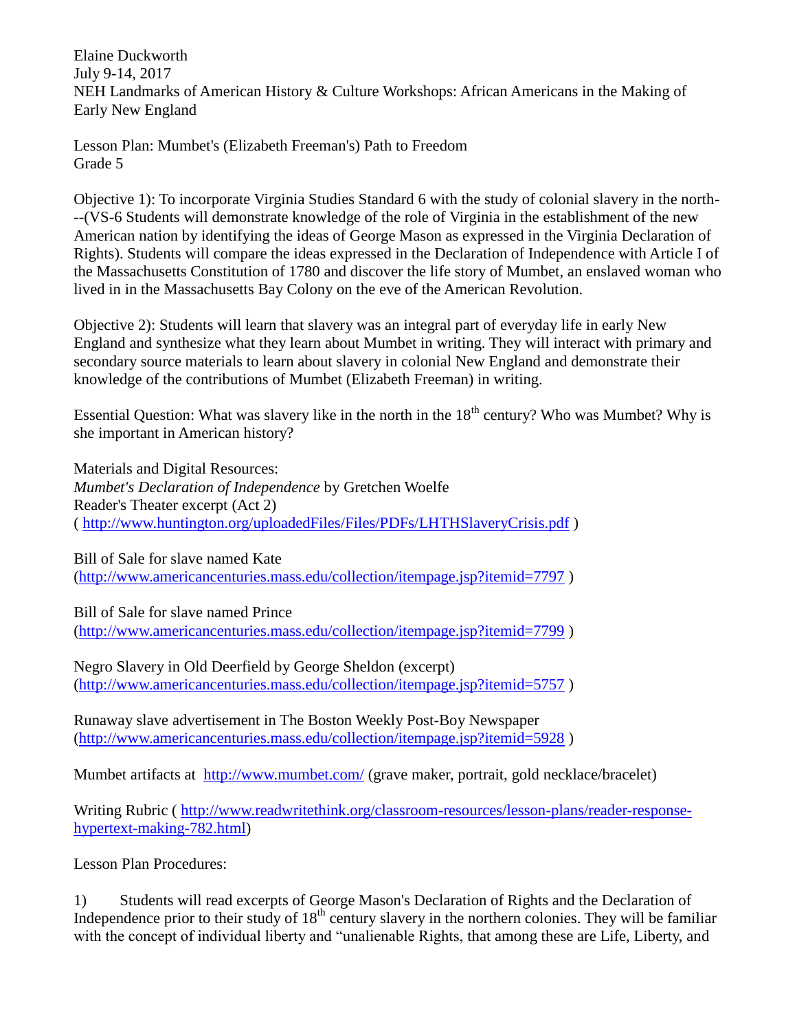Elaine Duckworth
July 9-14, 2017
NEH Landmarks of American History & Culture Workshops: African Americans in the Making of Early New England

Lesson Plan: Mumbet's (Elizabeth Freeman's) Path to Freedom
Grade 5

Objective 1): To incorporate Virginia Studies Standard 6 with the study of colonial slavery in the north---(VS-6 Students will demonstrate knowledge of the role of Virginia in the establishment of the new American nation by identifying the ideas of George Mason as expressed in the Virginia Declaration of Rights). Students will compare the ideas expressed in the Declaration of Independence with Article I of the Massachusetts Constitution of 1780 and discover the life story of Mumbet, an enslaved woman who lived in in the Massachusetts Bay Colony on the eve of the American Revolution.

Objective 2): Students will learn that slavery was an integral part of everyday life in early New England and synthesize what they learn about Mumbet in writing. They will interact with primary and secondary source materials to learn about slavery in colonial New England and demonstrate their knowledge of the contributions of Mumbet (Elizabeth Freeman) in writing.

Essential Question: What was slavery like in the north in the 18th century? Who was Mumbet? Why is she important in American history?

Materials and Digital Resources:
*Mumbet's Declaration of Independence* by Gretchen Woelfe
Reader's Theater excerpt (Act 2)
( http://www.huntington.org/uploadedFiles/Files/PDFs/LHTHSlaveryCrisis.pdf )

Bill of Sale for slave named Kate
(http://www.americancenturies.mass.edu/collection/itempage.jsp?itemid=7797 )

Bill of Sale for slave named Prince
(http://www.americancenturies.mass.edu/collection/itempage.jsp?itemid=7799 )

Negro Slavery in Old Deerfield by George Sheldon (excerpt)
(http://www.americancenturies.mass.edu/collection/itempage.jsp?itemid=5757 )

Runaway slave advertisement in The Boston Weekly Post-Boy Newspaper
(http://www.americancenturies.mass.edu/collection/itempage.jsp?itemid=5928 )

Mumbet artifacts at http://www.mumbet.com/ (grave maker, portrait, gold necklace/bracelet)

Writing Rubric ( http://www.readwritethink.org/classroom-resources/lesson-plans/reader-response-hypertext-making-782.html)

Lesson Plan Procedures:

1) Students will read excerpts of George Mason's Declaration of Rights and the Declaration of Independence prior to their study of 18th century slavery in the northern colonies. They will be familiar with the concept of individual liberty and "unalienable Rights, that among these are Life, Liberty, and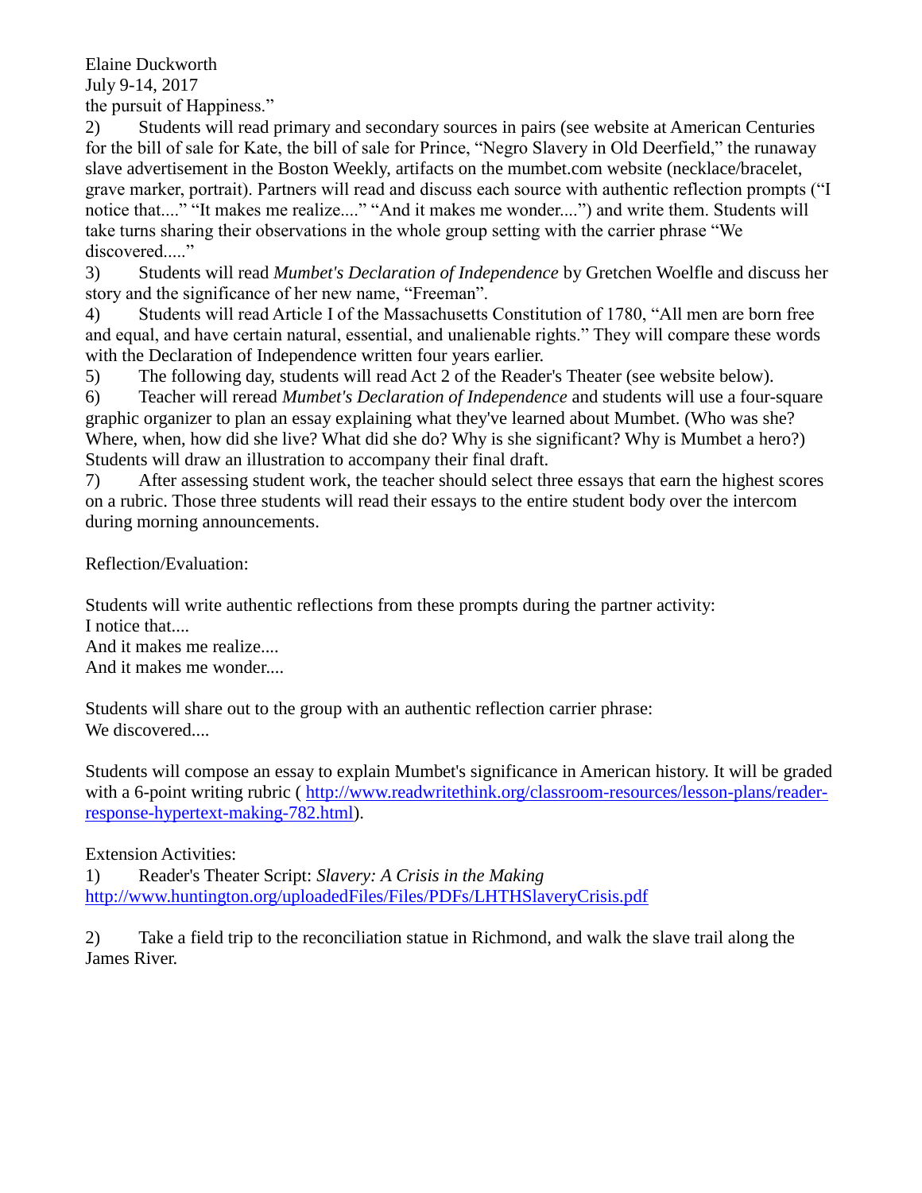Elaine Duckworth
July 9-14, 2017
the pursuit of Happiness."

2) Students will read primary and secondary sources in pairs (see website at American Centuries for the bill of sale for Kate, the bill of sale for Prince, "Negro Slavery in Old Deerfield," the runaway slave advertisement in the Boston Weekly, artifacts on the mumbet.com website (necklace/bracelet, grave marker, portrait). Partners will read and discuss each source with authentic reflection prompts ("I notice that...." "It makes me realize...." "And it makes me wonder....") and write them. Students will take turns sharing their observations in the whole group setting with the carrier phrase "We discovered....."

3) Students will read *Mumbet's Declaration of Independence* by Gretchen Woelfle and discuss her story and the significance of her new name, "Freeman".

4) Students will read Article I of the Massachusetts Constitution of 1780, "All men are born free and equal, and have certain natural, essential, and unalienable rights." They will compare these words with the Declaration of Independence written four years earlier.

5) The following day, students will read Act 2 of the Reader's Theater (see website below).

6) Teacher will reread *Mumbet's Declaration of Independence* and students will use a four-square graphic organizer to plan an essay explaining what they've learned about Mumbet. (Who was she? Where, when, how did she live? What did she do? Why is she significant? Why is Mumbet a hero?) Students will draw an illustration to accompany their final draft.

7) After assessing student work, the teacher should select three essays that earn the highest scores on a rubric. Those three students will read their essays to the entire student body over the intercom during morning announcements.

Reflection/Evaluation:

Students will write authentic reflections from these prompts during the partner activity:
I notice that....
And it makes me realize....
And it makes me wonder....

Students will share out to the group with an authentic reflection carrier phrase:
We discovered....

Students will compose an essay to explain Mumbet's significance in American history. It will be graded with a 6-point writing rubric ( http://www.readwritethink.org/classroom-resources/lesson-plans/reader-response-hypertext-making-782.html).

Extension Activities:

1) Reader's Theater Script: *Slavery: A Crisis in the Making*
http://www.huntington.org/uploadedFiles/Files/PDFs/LHTHSlaveryCrisis.pdf

2) Take a field trip to the reconciliation statue in Richmond, and walk the slave trail along the James River.